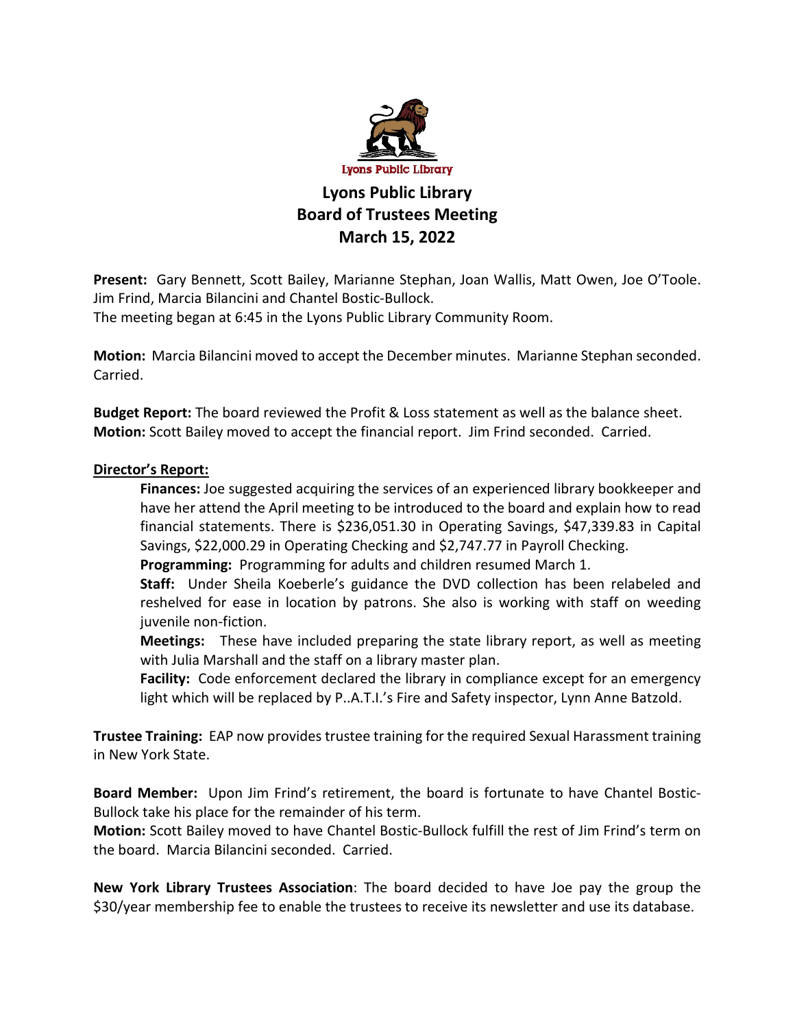Lyons Public Library

# Lyons Public Library
# Board of Trustees Meeting
# March 15, 2022

**Present:** Gary Bennett, Scott Bailey, Marianne Stephan, Joan Wallis, Matt Owen, Joe O'Toole. Jim Frind, Marcia Bilancini and Chantel Bostic-Bullock.
The meeting began at 6:45 in the Lyons Public Library Community Room.

**Motion:** Marcia Bilancini moved to accept the December minutes. Marianne Stephan seconded. Carried.

**Budget Report:** The board reviewed the Profit & Loss statement as well as the balance sheet.
**Motion:** Scott Bailey moved to accept the financial report. Jim Frind seconded. Carried.

**Director's Report:**

**Finances:** Joe suggested acquiring the services of an experienced library bookkeeper and have her attend the April meeting to be introduced to the board and explain how to read financial statements. There is $236,051.30 in Operating Savings, $47,339.83 in Capital Savings, $22,000.29 in Operating Checking and $2,747.77 in Payroll Checking.

**Programming:** Programming for adults and children resumed March 1.

**Staff:** Under Sheila Koeberle's guidance the DVD collection has been relabeled and reshelved for ease in location by patrons. She also is working with staff on weeding juvenile non-fiction.

**Meetings:** These have included preparing the state library report, as well as meeting with Julia Marshall and the staff on a library master plan.

**Facility:** Code enforcement declared the library in compliance except for an emergency light which will be replaced by P..A.T.I.'s Fire and Safety inspector, Lynn Anne Batzold.

**Trustee Training:** EAP now provides trustee training for the required Sexual Harassment training in New York State.

**Board Member:** Upon Jim Frind's retirement, the board is fortunate to have Chantel Bostic-Bullock take his place for the remainder of his term.
**Motion:** Scott Bailey moved to have Chantel Bostic-Bullock fulfill the rest of Jim Frind's term on the board. Marcia Bilancini seconded. Carried.

**New York Library Trustees Association**: The board decided to have Joe pay the group the $30/year membership fee to enable the trustees to receive its newsletter and use its database.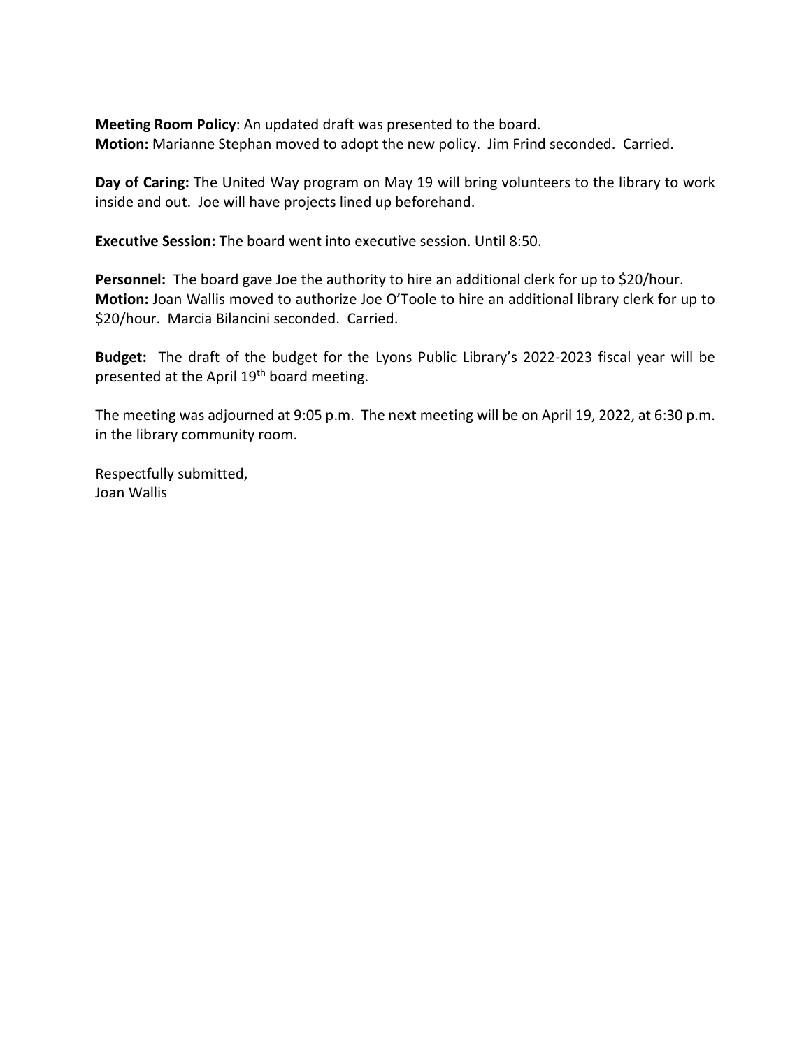**Meeting Room Policy**: An updated draft was presented to the board.
**Motion:** Marianne Stephan moved to adopt the new policy. Jim Frind seconded. Carried.

**Day of Caring:** The United Way program on May 19 will bring volunteers to the library to work inside and out. Joe will have projects lined up beforehand.

**Executive Session:** The board went into executive session. Until 8:50.

**Personnel:** The board gave Joe the authority to hire an additional clerk for up to $20/hour.
**Motion:** Joan Wallis moved to authorize Joe O'Toole to hire an additional library clerk for up to $20/hour. Marcia Bilancini seconded. Carried.

**Budget:** The draft of the budget for the Lyons Public Library's 2022-2023 fiscal year will be presented at the April 19th board meeting.

The meeting was adjourned at 9:05 p.m. The next meeting will be on April 19, 2022, at 6:30 p.m. in the library community room.

Respectfully submitted,
Joan Wallis